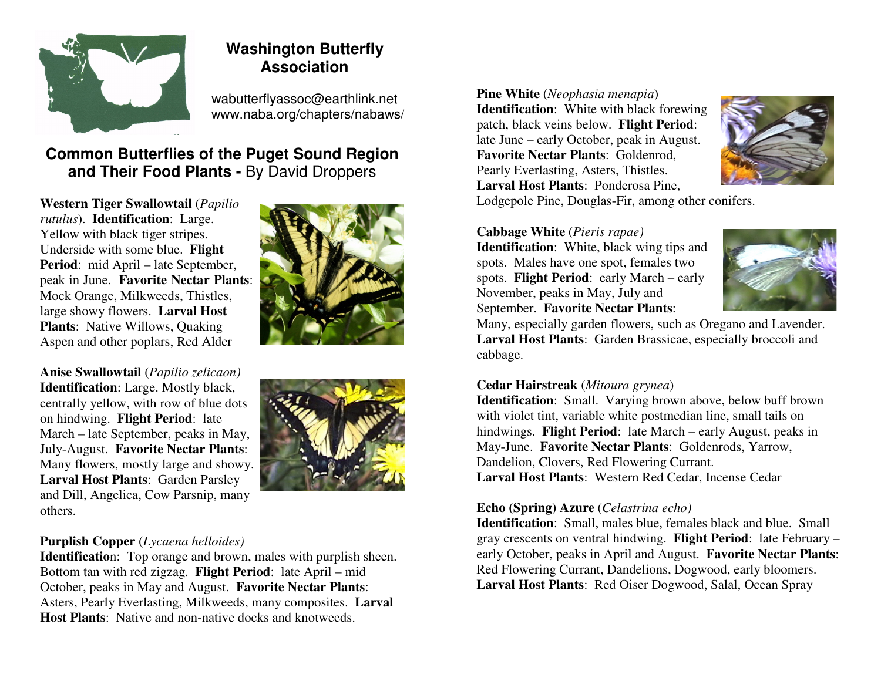# Washington Butterfly Association

wabutterflyassoc@earthlink.net
www.naba.org/chapters/nabaws/

## Common Butterflies of the Puget Sound Region and Their Food Plants - By David Droppers

**Western Tiger Swallowtail** (*Papilio rutulus*). **Identification**: Large. Yellow with black tiger stripes. Underside with some blue. **Flight Period**: mid April – late September, peak in June. **Favorite Nectar Plants**: Mock Orange, Milkweeds, Thistles, large showy flowers. **Larval Host Plants**: Native Willows, Quaking Aspen and other poplars, Red Alder

**Anise Swallowtail** (*Papilio zelicaon*)
**Identification**: Large. Mostly black, centrally yellow, with row of blue dots on hindwing. **Flight Period**: late March – late September, peaks in May, July-August. **Favorite Nectar Plants**: Many flowers, mostly large and showy. **Larval Host Plants**: Garden Parsley and Dill, Angelica, Cow Parsnip, many others.

**Purplish Copper** (*Lycaena helloides*)
**Identification**: Top orange and brown, males with purplish sheen. Bottom tan with red zigzag. **Flight Period**: late April – mid October, peaks in May and August. **Favorite Nectar Plants**: Asters, Pearly Everlasting, Milkweeds, many composites. **Larval Host Plants**: Native and non-native docks and knotweeds.

**Pine White** (*Neophasia menapia*)
**Identification**: White with black forewing patch, black veins below. **Flight Period**: late June – early October, peak in August. **Favorite Nectar Plants**: Goldenrod, Pearly Everlasting, Asters, Thistles. **Larval Host Plants**: Ponderosa Pine, Lodgepole Pine, Douglas-Fir, among other conifers.

**Cabbage White** (*Pieris rapae*)
**Identification**: White, black wing tips and spots. Males have one spot, females two spots. **Flight Period**: early March – early November, peaks in May, July and September. **Favorite Nectar Plants**: Many, especially garden flowers, such as Oregano and Lavender. **Larval Host Plants**: Garden Brassicae, especially broccoli and cabbage.

**Cedar Hairstreak** (*Mitoura grynea*)
**Identification**: Small. Varying brown above, below buff brown with violet tint, variable white postmedian line, small tails on hindwings. **Flight Period**: late March – early August, peaks in May-June. **Favorite Nectar Plants**: Goldenrods, Yarrow, Dandelion, Clovers, Red Flowering Currant.
**Larval Host Plants**: Western Red Cedar, Incense Cedar

**Echo (Spring) Azure** (*Celastrina echo*)
**Identification**: Small, males blue, females black and blue. Small gray crescents on ventral hindwing. **Flight Period**: late February – early October, peaks in April and August. **Favorite Nectar Plants**: Red Flowering Currant, Dandelions, Dogwood, early bloomers. **Larval Host Plants**: Red Oiser Dogwood, Salal, Ocean Spray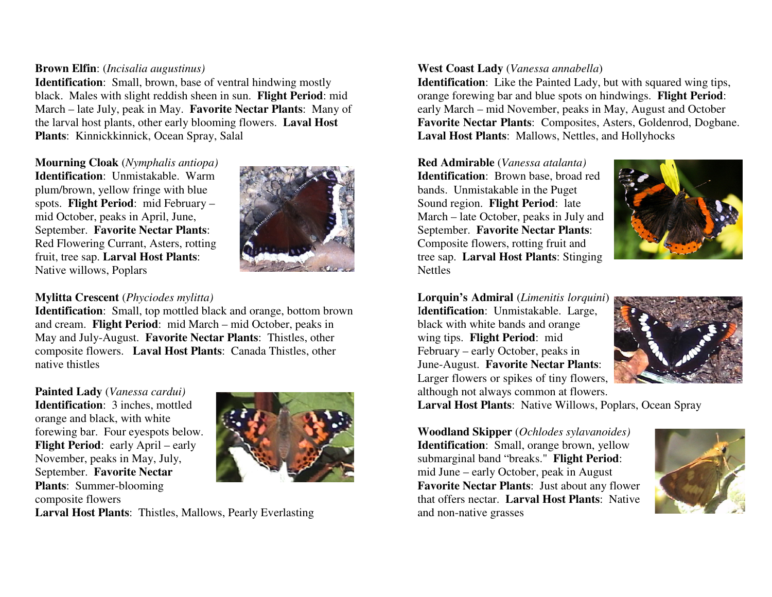**Brown Elfin**: (*Incisalia augustinus)*
**Identification**: Small, brown, base of ventral hindwing mostly black. Males with slight reddish sheen in sun. **Flight Period**: mid March – late July, peak in May. **Favorite Nectar Plants**: Many of the larval host plants, other early blooming flowers. **Laval Host Plants**: Kinnickkinnick, Ocean Spray, Salal

**Mourning Cloak** (*Nymphalis antiopa)*
**Identification**: Unmistakable. Warm plum/brown, yellow fringe with blue spots. **Flight Period**: mid February – mid October, peaks in April, June, September. **Favorite Nectar Plants**: Red Flowering Currant, Asters, rotting fruit, tree sap. **Larval Host Plants**: Native willows, Poplars

**Mylitta Crescent** (*Phyciodes mylitta)*
**Identification**: Small, top mottled black and orange, bottom brown and cream. **Flight Period**: mid March – mid October, peaks in May and July-August. **Favorite Nectar Plants**: Thistles, other composite flowers. **Laval Host Plants**: Canada Thistles, other native thistles

**Painted Lady** (*Vanessa cardui)*
**Identification**: 3 inches, mottled orange and black, with white forewing bar. Four eyespots below. **Flight Period**: early April – early November, peaks in May, July, September. **Favorite Nectar Plants**: Summer-blooming composite flowers
**Larval Host Plants**: Thistles, Mallows, Pearly Everlasting

**West Coast Lady** (*Vanessa annabella*)
**Identification**: Like the Painted Lady, but with squared wing tips, orange forewing bar and blue spots on hindwings. **Flight Period**: early March – mid November, peaks in May, August and October
**Favorite Nectar Plants**: Composites, Asters, Goldenrod, Dogbane.
**Laval Host Plants**: Mallows, Nettles, and Hollyhocks

**Red Admirable** (*Vanessa atalanta)*
**Identification**: Brown base, broad red bands. Unmistakable in the Puget Sound region. **Flight Period**: late March – late October, peaks in July and September. **Favorite Nectar Plants**: Composite flowers, rotting fruit and tree sap. **Larval Host Plants**: Stinging Nettles

**Lorquin's Admiral** (*Limenitis lorquini*)
**Identification**: Unmistakable. Large, black with white bands and orange wing tips. **Flight Period**: mid February – early October, peaks in June-August. **Favorite Nectar Plants**: Larger flowers or spikes of tiny flowers, although not always common at flowers.
**Larval Host Plants**: Native Willows, Poplars, Ocean Spray

**Woodland Skipper** (*Ochlodes sylavanoides)*
**Identification**: Small, orange brown, yellow submarginal band "breaks." **Flight Period**: mid June – early October, peak in August
**Favorite Nectar Plants**: Just about any flower that offers nectar. **Larval Host Plants**: Native and non-native grasses